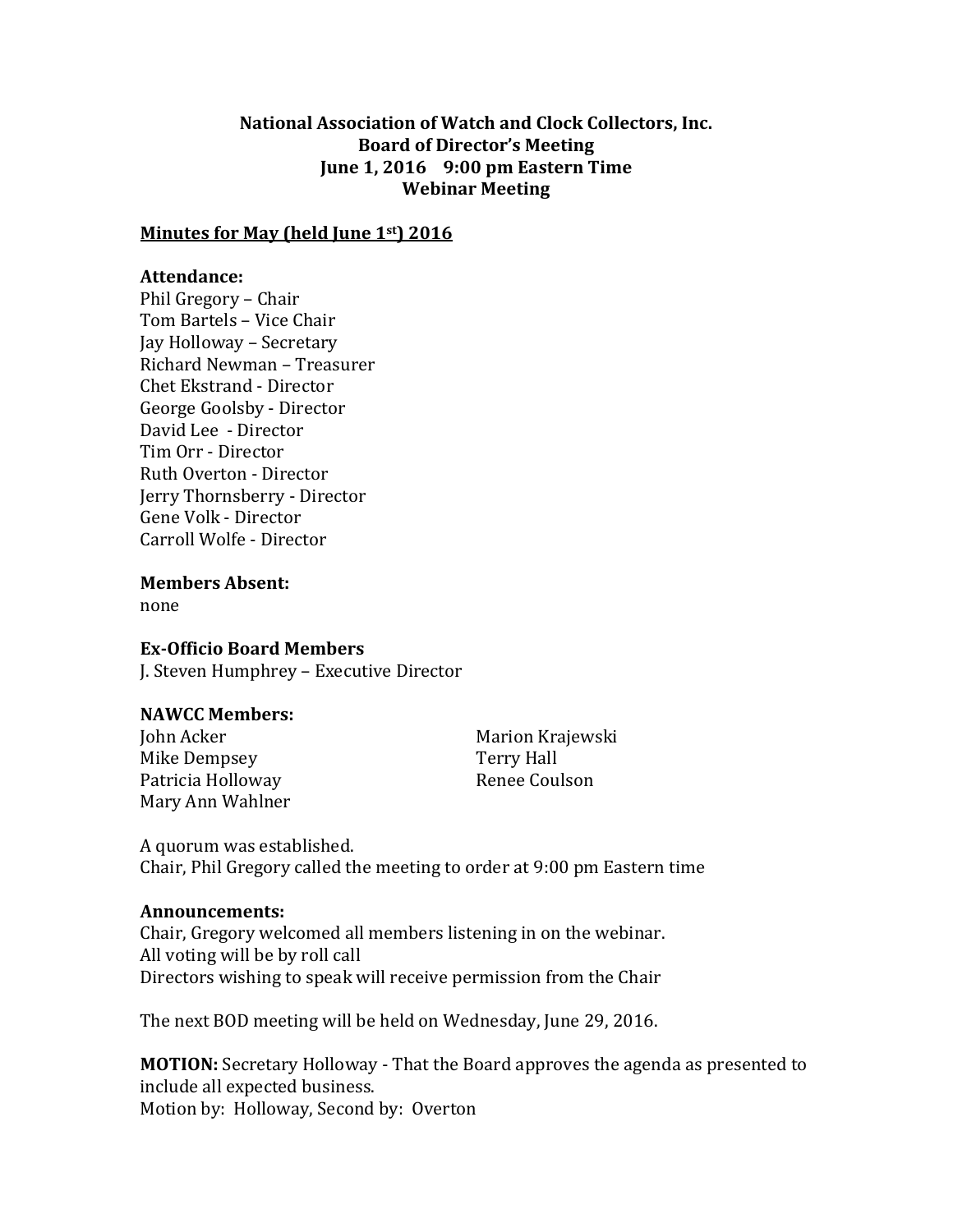**National Association of Watch and Clock Collectors, Inc.**
**Board of Director's Meeting**
**June 1, 2016 9:00 pm Eastern Time**
**Webinar Meeting**

**Minutes for May (held June 1st) 2016**

**Attendance:**
Phil Gregory – Chair
Tom Bartels – Vice Chair
Jay Holloway – Secretary
Richard Newman – Treasurer
Chet Ekstrand - Director
George Goolsby - Director
David Lee - Director
Tim Orr - Director
Ruth Overton - Director
Jerry Thornsberry - Director
Gene Volk - Director
Carroll Wolfe - Director

**Members Absent:**
none

**Ex-Officio Board Members**
J. Steven Humphrey – Executive Director

**NAWCC Members:**
John Acker
Mike Dempsey
Patricia Holloway
Mary Ann Wahlner
Marion Krajewski
Terry Hall
Renee Coulson

A quorum was established.
Chair, Phil Gregory called the meeting to order at 9:00 pm Eastern time

**Announcements:**
Chair, Gregory welcomed all members listening in on the webinar.
All voting will be by roll call
Directors wishing to speak will receive permission from the Chair

The next BOD meeting will be held on Wednesday, June 29, 2016.

**MOTION:** Secretary Holloway - That the Board approves the agenda as presented to include all expected business.
Motion by: Holloway, Second by: Overton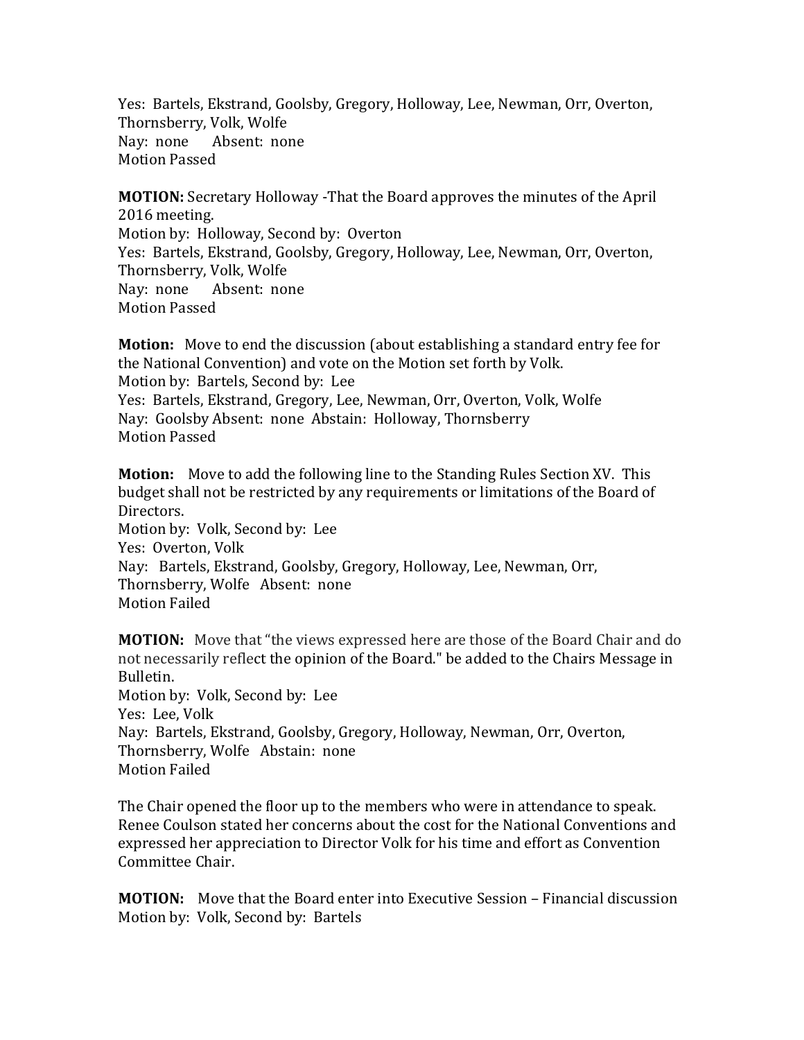Yes: Bartels, Ekstrand, Goolsby, Gregory, Holloway, Lee, Newman, Orr, Overton, Thornsberry, Volk, Wolfe
Nay: none Absent: none
Motion Passed

**MOTION:** Secretary Holloway -That the Board approves the minutes of the April 2016 meeting.
Motion by: Holloway, Second by: Overton
Yes: Bartels, Ekstrand, Goolsby, Gregory, Holloway, Lee, Newman, Orr, Overton, Thornsberry, Volk, Wolfe
Nay: none Absent: none
Motion Passed

**Motion:** Move to end the discussion (about establishing a standard entry fee for the National Convention) and vote on the Motion set forth by Volk.
Motion by: Bartels, Second by: Lee
Yes: Bartels, Ekstrand, Gregory, Lee, Newman, Orr, Overton, Volk, Wolfe
Nay: Goolsby Absent: none Abstain: Holloway, Thornsberry
Motion Passed

**Motion:** Move to add the following line to the Standing Rules Section XV. This budget shall not be restricted by any requirements or limitations of the Board of Directors.
Motion by: Volk, Second by: Lee
Yes: Overton, Volk
Nay: Bartels, Ekstrand, Goolsby, Gregory, Holloway, Lee, Newman, Orr, Thornsberry, Wolfe Absent: none
Motion Failed

**MOTION:** Move that "the views expressed here are those of the Board Chair and do not necessarily reflect the opinion of the Board." be added to the Chairs Message in Bulletin.
Motion by: Volk, Second by: Lee
Yes: Lee, Volk
Nay: Bartels, Ekstrand, Goolsby, Gregory, Holloway, Newman, Orr, Overton, Thornsberry, Wolfe Abstain: none
Motion Failed

The Chair opened the floor up to the members who were in attendance to speak. Renee Coulson stated her concerns about the cost for the National Conventions and expressed her appreciation to Director Volk for his time and effort as Convention Committee Chair.

**MOTION:** Move that the Board enter into Executive Session – Financial discussion
Motion by: Volk, Second by: Bartels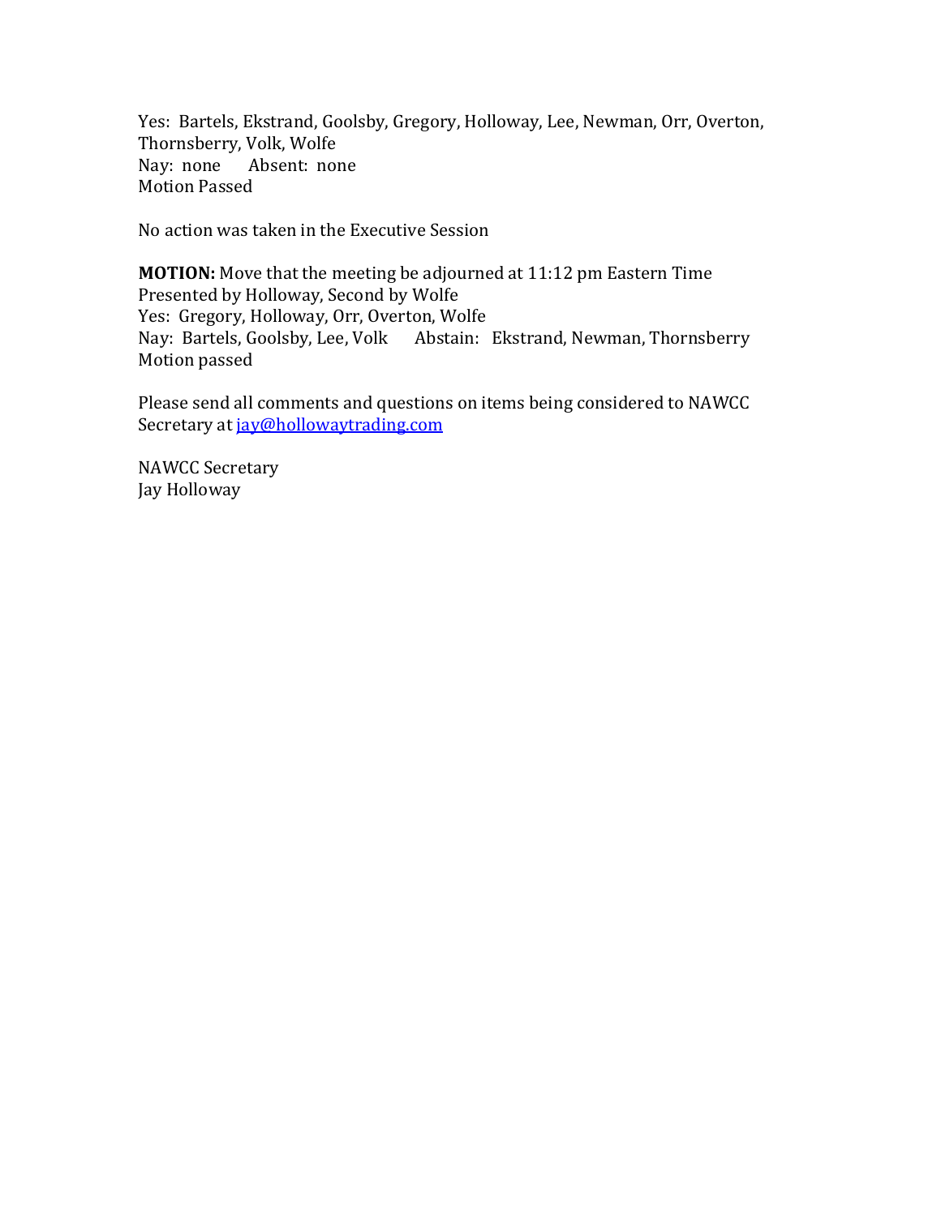Yes: Bartels, Ekstrand, Goolsby, Gregory, Holloway, Lee, Newman, Orr, Overton, Thornsberry, Volk, Wolfe
Nay: none Absent: none
Motion Passed

No action was taken in the Executive Session

**MOTION:** Move that the meeting be adjourned at 11:12 pm Eastern Time
Presented by Holloway, Second by Wolfe
Yes: Gregory, Holloway, Orr, Overton, Wolfe
Nay: Bartels, Goolsby, Lee, Volk Abstain: Ekstrand, Newman, Thornsberry
Motion passed

Please send all comments and questions on items being considered to NAWCC Secretary at jay@hollowaytrading.com

NAWCC Secretary
Jay Holloway